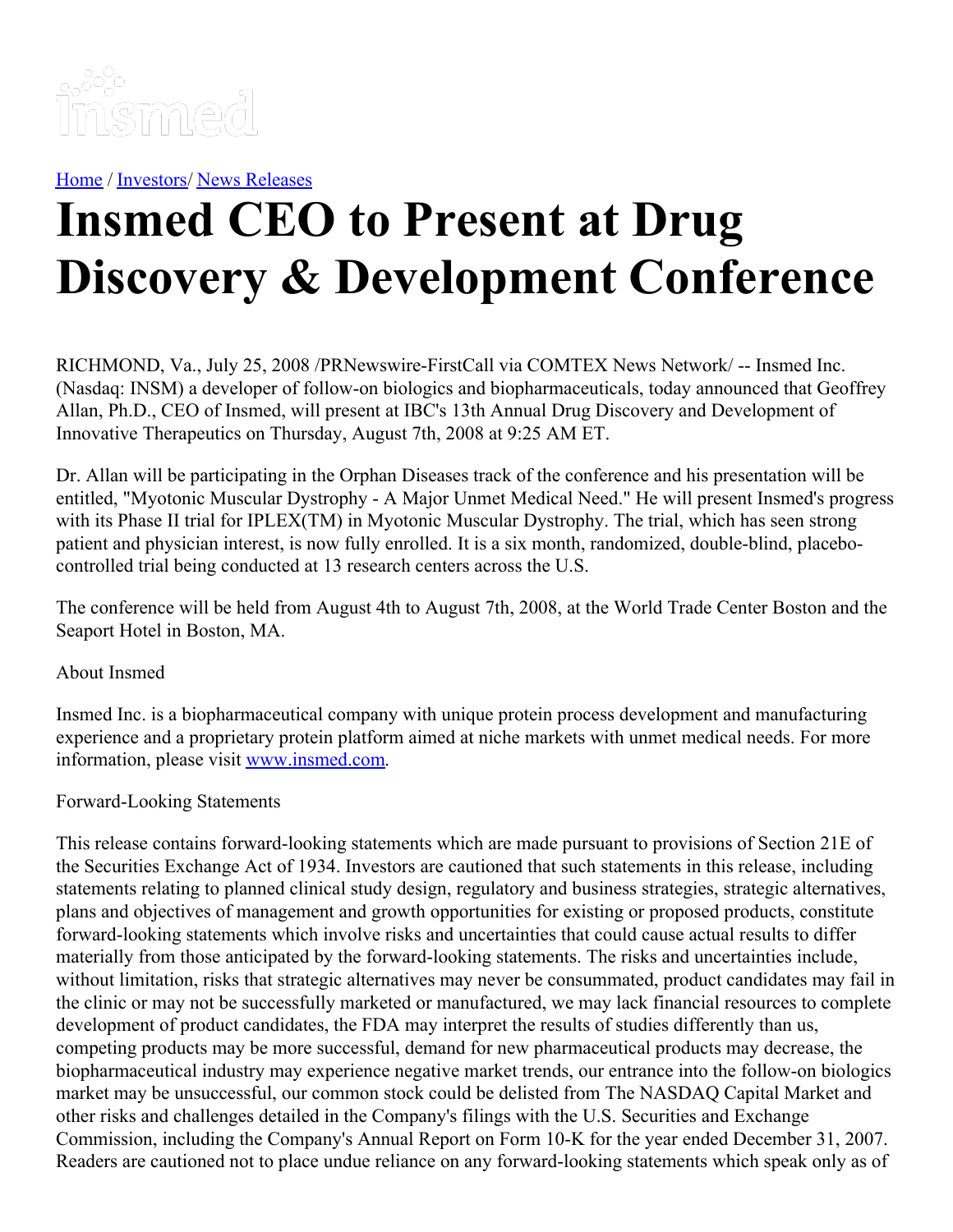[Home](#) / [Investors](#)/ [News Releases](#)

# Insmed CEO to Present at Drug Discovery & Development Conference

RICHMOND, Va., July 25, 2008 /PRNewswire-FirstCall via COMTEX News Network/ -- Insmed Inc. (Nasdaq: INSM) a developer of follow-on biologics and biopharmaceuticals, today announced that Geoffrey Allan, Ph.D., CEO of Insmed, will present at IBC's 13th Annual Drug Discovery and Development of Innovative Therapeutics on Thursday, August 7th, 2008 at 9:25 AM ET.

Dr. Allan will be participating in the Orphan Diseases track of the conference and his presentation will be entitled, "Myotonic Muscular Dystrophy - A Major Unmet Medical Need." He will present Insmed's progress with its Phase II trial for IPLEX(TM) in Myotonic Muscular Dystrophy. The trial, which has seen strong patient and physician interest, is now fully enrolled. It is a six month, randomized, double-blind, placebo-controlled trial being conducted at 13 research centers across the U.S.

The conference will be held from August 4th to August 7th, 2008, at the World Trade Center Boston and the Seaport Hotel in Boston, MA.

About Insmed

Insmed Inc. is a biopharmaceutical company with unique protein process development and manufacturing experience and a proprietary protein platform aimed at niche markets with unmet medical needs. For more information, please visit [www.insmed.com](http://www.insmed.com).

Forward-Looking Statements

This release contains forward-looking statements which are made pursuant to provisions of Section 21E of the Securities Exchange Act of 1934. Investors are cautioned that such statements in this release, including statements relating to planned clinical study design, regulatory and business strategies, strategic alternatives, plans and objectives of management and growth opportunities for existing or proposed products, constitute forward-looking statements which involve risks and uncertainties that could cause actual results to differ materially from those anticipated by the forward-looking statements. The risks and uncertainties include, without limitation, risks that strategic alternatives may never be consummated, product candidates may fail in the clinic or may not be successfully marketed or manufactured, we may lack financial resources to complete development of product candidates, the FDA may interpret the results of studies differently than us, competing products may be more successful, demand for new pharmaceutical products may decrease, the biopharmaceutical industry may experience negative market trends, our entrance into the follow-on biologics market may be unsuccessful, our common stock could be delisted from The NASDAQ Capital Market and other risks and challenges detailed in the Company's filings with the U.S. Securities and Exchange Commission, including the Company's Annual Report on Form 10-K for the year ended December 31, 2007. Readers are cautioned not to place undue reliance on any forward-looking statements which speak only as of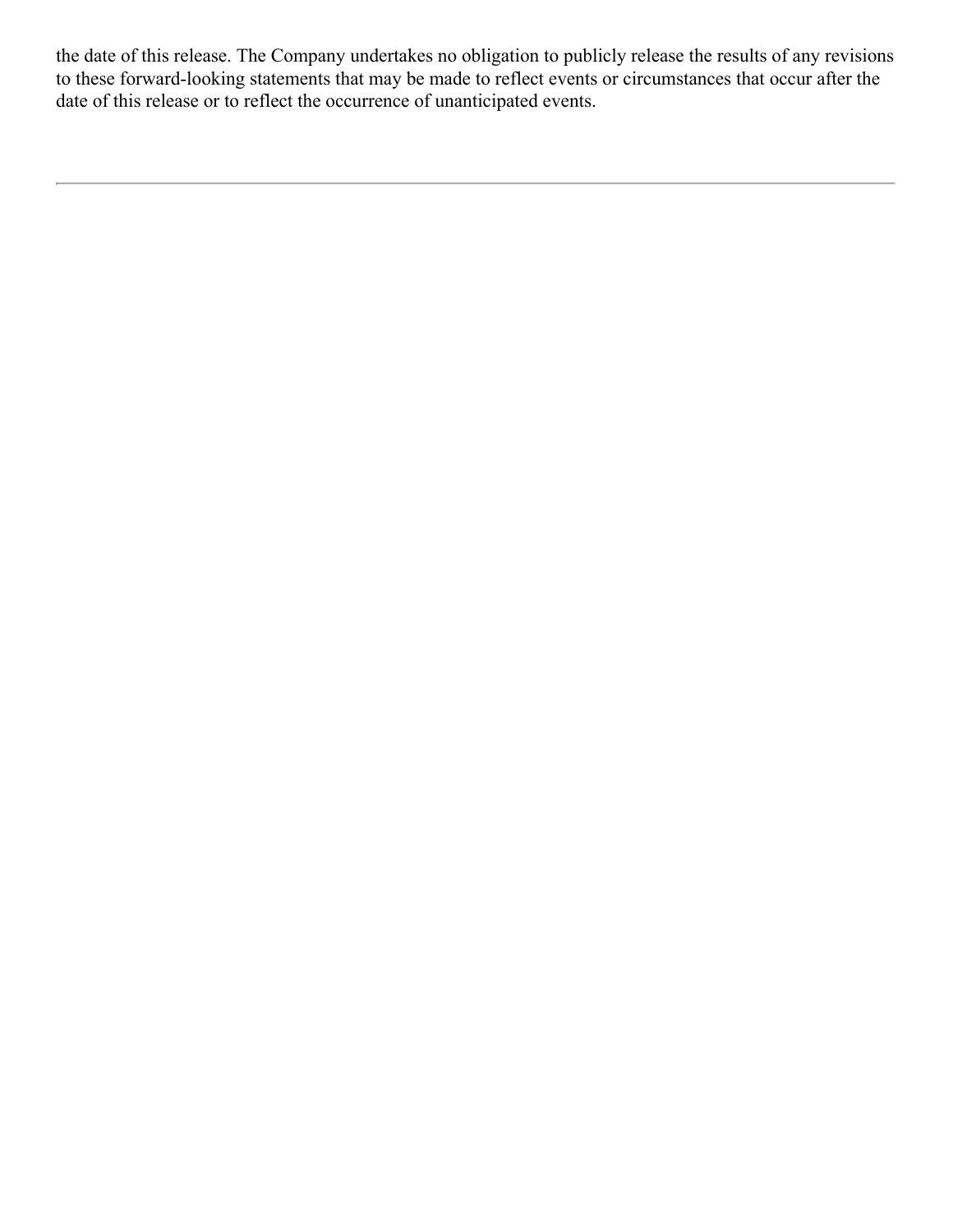the date of this release. The Company undertakes no obligation to publicly release the results of any revisions to these forward-looking statements that may be made to reflect events or circumstances that occur after the date of this release or to reflect the occurrence of unanticipated events.

---